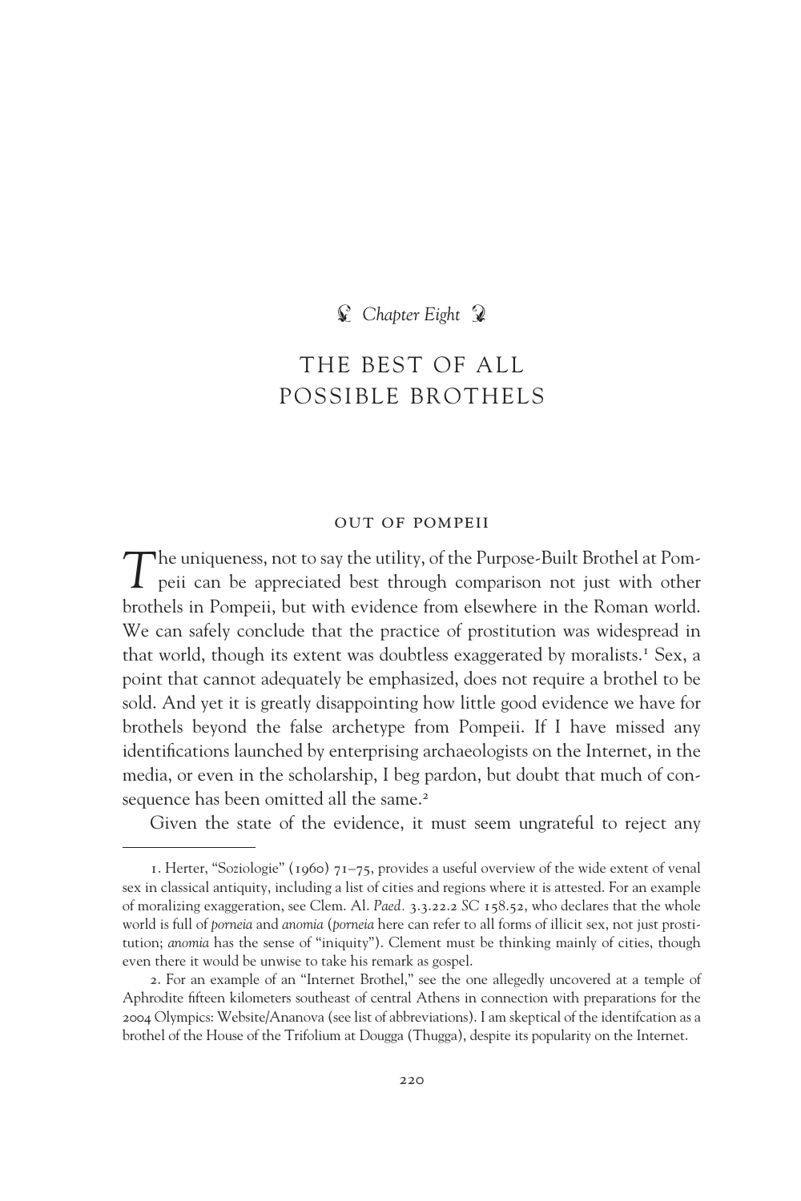*Chapter Eight*

# THE BEST OF ALL POSSIBLE BROTHELS

## OUT OF POMPEII

The uniqueness, not to say the utility, of the Purpose-Built Brothel at Pompeii can be appreciated best through comparison not just with other brothels in Pompeii, but with evidence from elsewhere in the Roman world. We can safely conclude that the practice of prostitution was widespread in that world, though its extent was doubtless exaggerated by moralists.[1] Sex, a point that cannot adequately be emphasized, does not require a brothel to be sold. And yet it is greatly disappointing how little good evidence we have for brothels beyond the false archetype from Pompeii. If I have missed any identifications launched by enterprising archaeologists on the Internet, in the media, or even in the scholarship, I beg pardon, but doubt that much of consequence has been omitted all the same.[2]

Given the state of the evidence, it must seem ungrateful to reject any

---

1. Herter, "Soziologie" (1960) 71–75, provides a useful overview of the wide extent of venal sex in classical antiquity, including a list of cities and regions where it is attested. For an example of moralizing exaggeration, see Clem. Al. *Paed.* 3.3.22.2 *SC* 158.52, who declares that the whole world is full of *porneia* and *anomia* (*porneia* here can refer to all forms of illicit sex, not just prostitution; *anomia* has the sense of "iniquity"). Clement must be thinking mainly of cities, though even there it would be unwise to take his remark as gospel.

2. For an example of an "Internet Brothel," see the one allegedly uncovered at a temple of Aphrodite fifteen kilometers southeast of central Athens in connection with preparations for the 2004 Olympics: Website/Ananova (see list of abbreviations). I am skeptical of the identifcation as a brothel of the House of the Trifolium at Dougga (Thugga), despite its popularity on the Internet.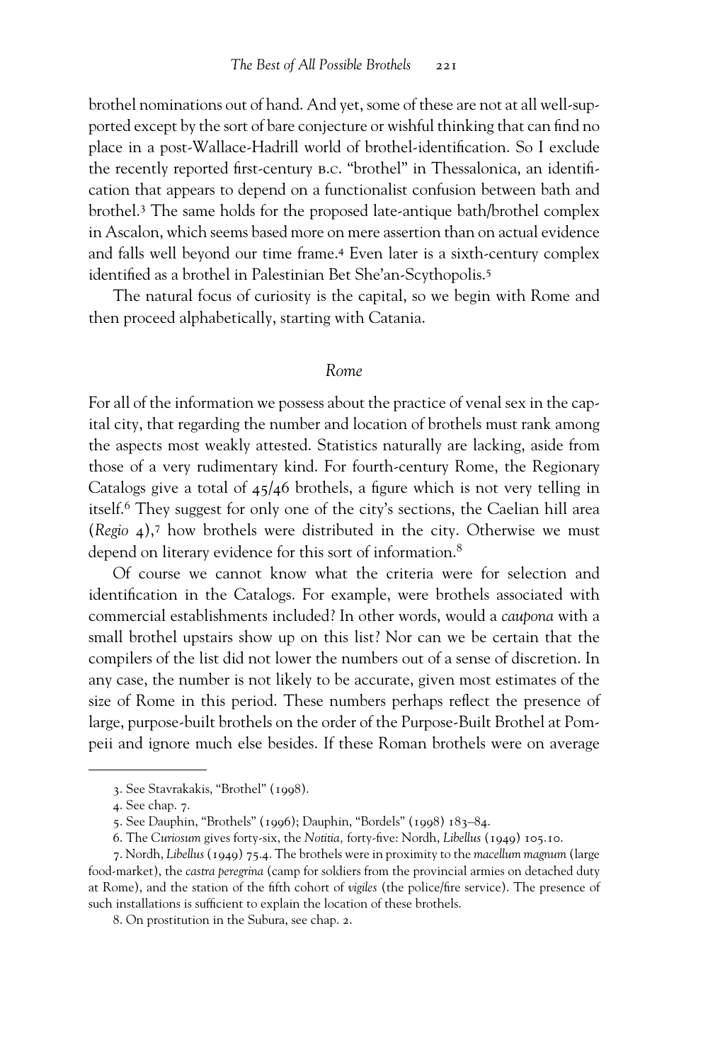brothel nominations out of hand. And yet, some of these are not at all well-supported except by the sort of bare conjecture or wishful thinking that can find no place in a post-Wallace-Hadrill world of brothel-identification. So I exclude the recently reported first-century B.C. "brothel" in Thessalonica, an identification that appears to depend on a functionalist confusion between bath and brothel.[3] The same holds for the proposed late-antique bath/brothel complex in Ascalon, which seems based more on mere assertion than on actual evidence and falls well beyond our time frame.[4] Even later is a sixth-century complex identified as a brothel in Palestinian Bet She'an-Scythopolis.[5]

The natural focus of curiosity is the capital, so we begin with Rome and then proceed alphabetically, starting with Catania.

## *Rome*

For all of the information we possess about the practice of venal sex in the capital city, that regarding the number and location of brothels must rank among the aspects most weakly attested. Statistics naturally are lacking, aside from those of a very rudimentary kind. For fourth-century Rome, the Regionary Catalogs give a total of 45/46 brothels, a figure which is not very telling in itself.[6] They suggest for only one of the city's sections, the Caelian hill area (*Regio* 4),[7] how brothels were distributed in the city. Otherwise we must depend on literary evidence for this sort of information.[8]

Of course we cannot know what the criteria were for selection and identification in the Catalogs. For example, were brothels associated with commercial establishments included? In other words, would a *caupona* with a small brothel upstairs show up on this list? Nor can we be certain that the compilers of the list did not lower the numbers out of a sense of discretion. In any case, the number is not likely to be accurate, given most estimates of the size of Rome in this period. These numbers perhaps reflect the presence of large, purpose-built brothels on the order of the Purpose-Built Brothel at Pompeii and ignore much else besides. If these Roman brothels were on average

---

3. See Stavrakakis, "Brothel" (1998).

4. See chap. 7.

5. See Dauphin, "Brothels" (1996); Dauphin, "Bordels" (1998) 183–84.

6. The *Curiosum* gives forty-six, the *Notitia,* forty-five: Nordh, *Libellus* (1949) 105.10.

7. Nordh, *Libellus* (1949) 75.4. The brothels were in proximity to the *macellum magnum* (large food-market), the *castra peregrina* (camp for soldiers from the provincial armies on detached duty at Rome), and the station of the fifth cohort of *vigiles* (the police/fire service). The presence of such installations is sufficient to explain the location of these brothels.

8. On prostitution in the Subura, see chap. 2.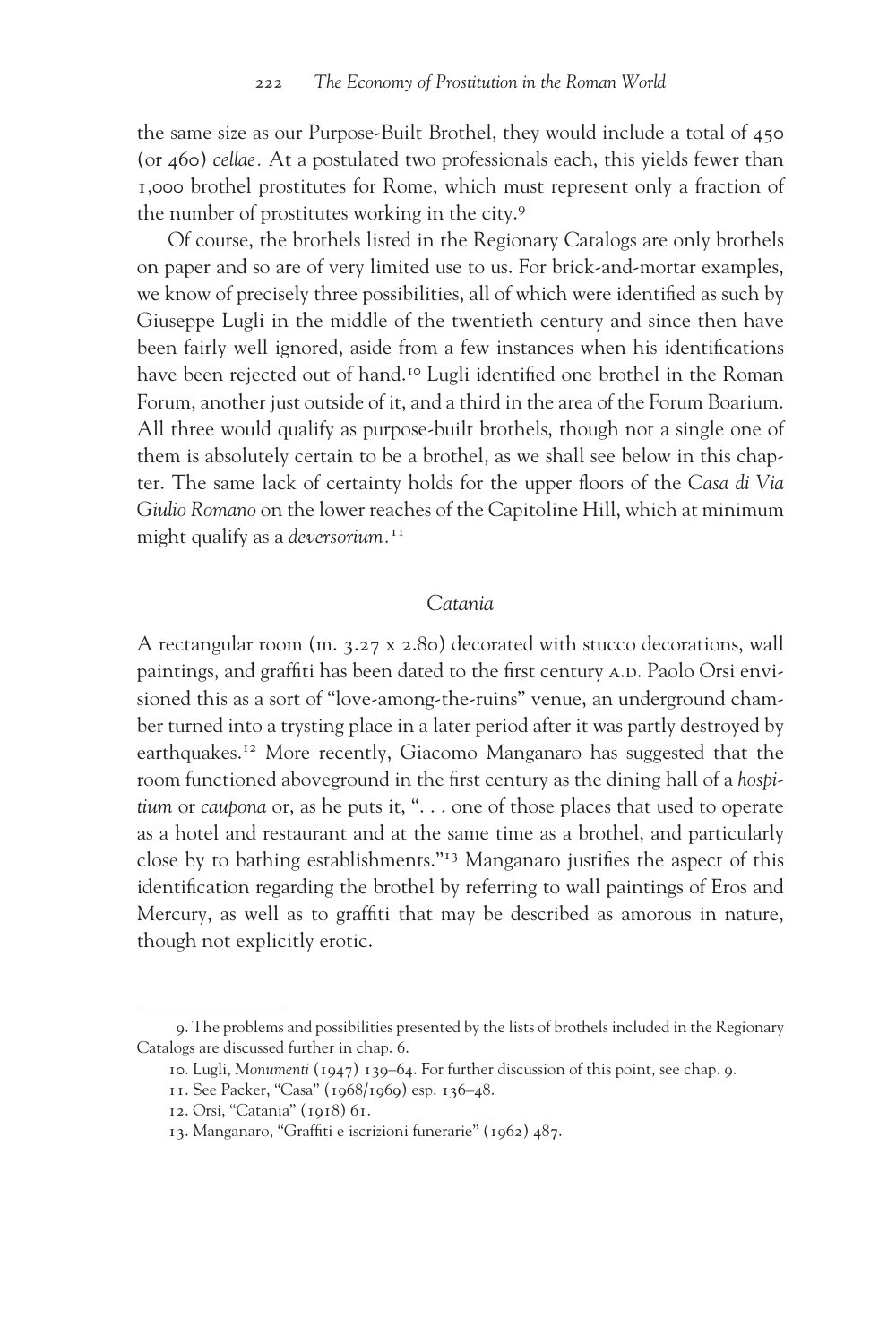the same size as our Purpose-Built Brothel, they would include a total of 450 (or 460) *cellae.* At a postulated two professionals each, this yields fewer than 1,000 brothel prostitutes for Rome, which must represent only a fraction of the number of prostitutes working in the city.[9]

Of course, the brothels listed in the Regionary Catalogs are only brothels on paper and so are of very limited use to us. For brick-and-mortar examples, we know of precisely three possibilities, all of which were identified as such by Giuseppe Lugli in the middle of the twentieth century and since then have been fairly well ignored, aside from a few instances when his identifications have been rejected out of hand.[10] Lugli identified one brothel in the Roman Forum, another just outside of it, and a third in the area of the Forum Boarium. All three would qualify as purpose-built brothels, though not a single one of them is absolutely certain to be a brothel, as we shall see below in this chapter. The same lack of certainty holds for the upper floors of the *Casa di Via Giulio Romano* on the lower reaches of the Capitoline Hill, which at minimum might qualify as a *deversorium.*[11]

## *Catania*

A rectangular room (m. 3.27 x 2.80) decorated with stucco decorations, wall paintings, and graffiti has been dated to the first century A.D. Paolo Orsi envisioned this as a sort of "love-among-the-ruins" venue, an underground chamber turned into a trysting place in a later period after it was partly destroyed by earthquakes.[12] More recently, Giacomo Manganaro has suggested that the room functioned aboveground in the first century as the dining hall of a *hospitium* or *caupona* or, as he puts it, ". . . one of those places that used to operate as a hotel and restaurant and at the same time as a brothel, and particularly close by to bathing establishments."[13] Manganaro justifies the aspect of this identification regarding the brothel by referring to wall paintings of Eros and Mercury, as well as to graffiti that may be described as amorous in nature, though not explicitly erotic.

---

9. The problems and possibilities presented by the lists of brothels included in the Regionary Catalogs are discussed further in chap. 6.

10. Lugli, *Monumenti* (1947) 139–64. For further discussion of this point, see chap. 9.

11. See Packer, "Casa" (1968/1969) esp. 136–48.

12. Orsi, "Catania" (1918) 61.

13. Manganaro, "Graffiti e iscrizioni funerarie" (1962) 487.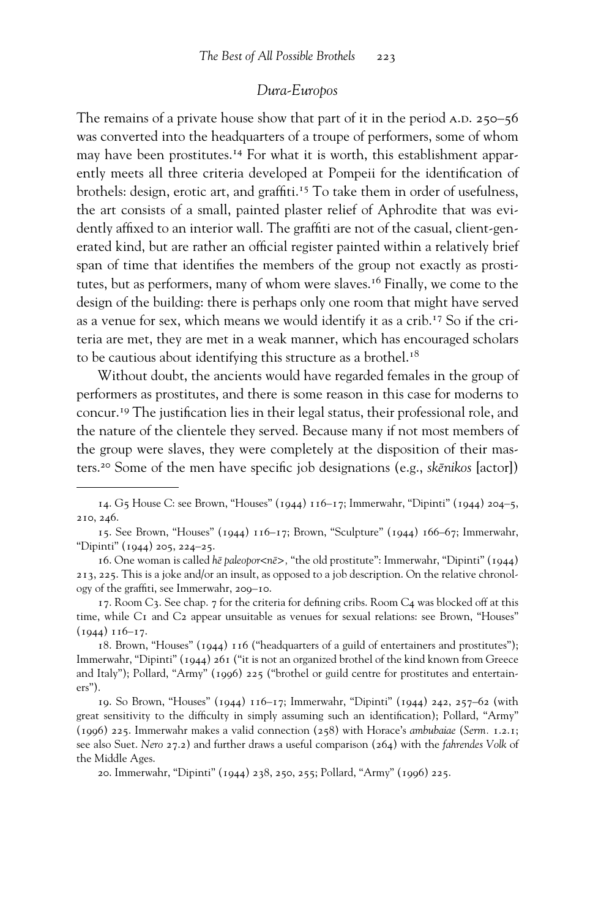## *Dura-Europos*

The remains of a private house show that part of it in the period A.D. 250–56 was converted into the headquarters of a troupe of performers, some of whom may have been prostitutes.[14] For what it is worth, this establishment apparently meets all three criteria developed at Pompeii for the identification of brothels: design, erotic art, and graffiti.[15] To take them in order of usefulness, the art consists of a small, painted plaster relief of Aphrodite that was evidently affixed to an interior wall. The graffiti are not of the casual, client-generated kind, but are rather an official register painted within a relatively brief span of time that identifies the members of the group not exactly as prostitutes, but as performers, many of whom were slaves.[16] Finally, we come to the design of the building: there is perhaps only one room that might have served as a venue for sex, which means we would identify it as a crib.[17] So if the criteria are met, they are met in a weak manner, which has encouraged scholars to be cautious about identifying this structure as a brothel.[18]

Without doubt, the ancients would have regarded females in the group of performers as prostitutes, and there is some reason in this case for moderns to concur.[19] The justification lies in their legal status, their professional role, and the nature of the clientele they served. Because many if not most members of the group were slaves, they were completely at the disposition of their masters.[20] Some of the men have specific job designations (e.g., *skēnikos* [actor])

---

14. G5 House C: see Brown, "Houses" (1944) 116–17; Immerwahr, "Dipinti" (1944) 204–5, 210, 246.

15. See Brown, "Houses" (1944) 116–17; Brown, "Sculpture" (1944) 166–67; Immerwahr, "Dipinti" (1944) 205, 224–25.

16. One woman is called *hē paleopor<nē>*, "the old prostitute": Immerwahr, "Dipinti" (1944) 213, 225. This is a joke and/or an insult, as opposed to a job description. On the relative chronology of the graffiti, see Immerwahr, 209–10.

17. Room C3. See chap. 7 for the criteria for defining cribs. Room C4 was blocked off at this time, while C1 and C2 appear unsuitable as venues for sexual relations: see Brown, "Houses" (1944) 116–17.

18. Brown, "Houses" (1944) 116 ("headquarters of a guild of entertainers and prostitutes"); Immerwahr, "Dipinti" (1944) 261 ("it is not an organized brothel of the kind known from Greece and Italy"); Pollard, "Army" (1996) 225 ("brothel or guild centre for prostitutes and entertainers").

19. So Brown, "Houses" (1944) 116–17; Immerwahr, "Dipinti" (1944) 242, 257–62 (with great sensitivity to the difficulty in simply assuming such an identification); Pollard, "Army" (1996) 225. Immerwahr makes a valid connection (258) with Horace's *ambubaiae* (*Serm.* 1.2.1; see also Suet. *Nero* 27.2) and further draws a useful comparison (264) with the *fahrendes Volk* of the Middle Ages.

20. Immerwahr, "Dipinti" (1944) 238, 250, 255; Pollard, "Army" (1996) 225.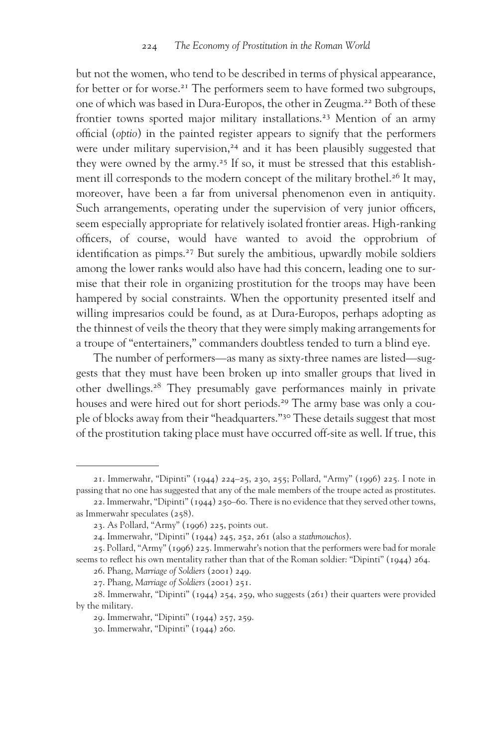but not the women, who tend to be described in terms of physical appearance, for better or for worse.[21] The performers seem to have formed two subgroups, one of which was based in Dura-Europos, the other in Zeugma.[22] Both of these frontier towns sported major military installations.[23] Mention of an army official (*optio*) in the painted register appears to signify that the performers were under military supervision,[24] and it has been plausibly suggested that they were owned by the army.[25] If so, it must be stressed that this establishment ill corresponds to the modern concept of the military brothel.[26] It may, moreover, have been a far from universal phenomenon even in antiquity. Such arrangements, operating under the supervision of very junior officers, seem especially appropriate for relatively isolated frontier areas. High-ranking officers, of course, would have wanted to avoid the opprobrium of identification as pimps.[27] But surely the ambitious, upwardly mobile soldiers among the lower ranks would also have had this concern, leading one to surmise that their role in organizing prostitution for the troops may have been hampered by social constraints. When the opportunity presented itself and willing impresarios could be found, as at Dura-Europos, perhaps adopting as the thinnest of veils the theory that they were simply making arrangements for a troupe of "entertainers," commanders doubtless tended to turn a blind eye.

The number of performers—as many as sixty-three names are listed—suggests that they must have been broken up into smaller groups that lived in other dwellings.[28] They presumably gave performances mainly in private houses and were hired out for short periods.[29] The army base was only a couple of blocks away from their "headquarters."[30] These details suggest that most of the prostitution taking place must have occurred off-site as well. If true, this

---

21. Immerwahr, "Dipinti" (1944) 224–25, 230, 255; Pollard, "Army" (1996) 225. I note in passing that no one has suggested that any of the male members of the troupe acted as prostitutes.

22. Immerwahr, "Dipinti" (1944) 250–60. There is no evidence that they served other towns, as Immerwahr speculates (258).

23. As Pollard, "Army" (1996) 225, points out.

24. Immerwahr, "Dipinti" (1944) 245, 252, 261 (also a *stathmouchos*).

25. Pollard, "Army" (1996) 225. Immerwahr's notion that the performers were bad for morale seems to reflect his own mentality rather than that of the Roman soldier: "Dipinti" (1944) 264.

26. Phang, *Marriage of Soldiers* (2001) 249.

27. Phang, *Marriage of Soldiers* (2001) 251.

28. Immerwahr, "Dipinti" (1944) 254, 259, who suggests (261) their quarters were provided by the military.

29. Immerwahr, "Dipinti" (1944) 257, 259.

30. Immerwahr, "Dipinti" (1944) 260.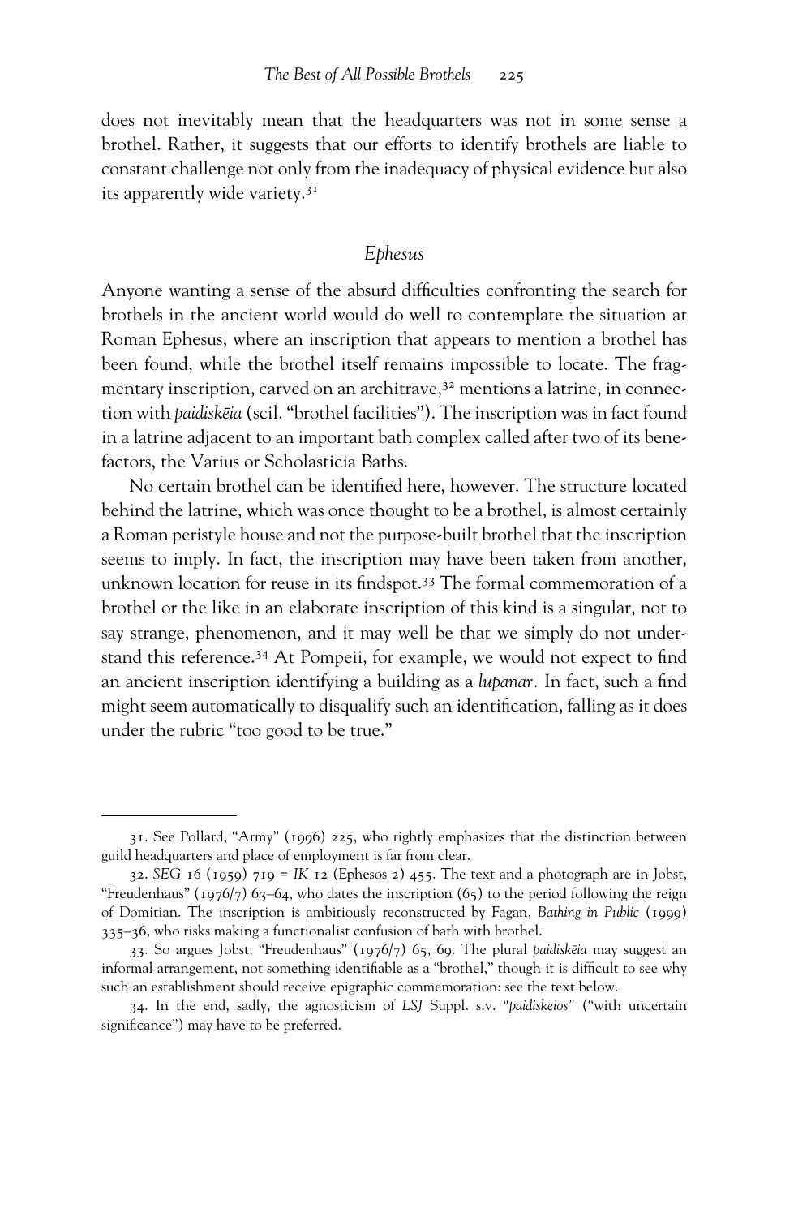does not inevitably mean that the headquarters was not in some sense a brothel. Rather, it suggests that our efforts to identify brothels are liable to constant challenge not only from the inadequacy of physical evidence but also its apparently wide variety.[31]

## *Ephesus*

Anyone wanting a sense of the absurd difficulties confronting the search for brothels in the ancient world would do well to contemplate the situation at Roman Ephesus, where an inscription that appears to mention a brothel has been found, while the brothel itself remains impossible to locate. The fragmentary inscription, carved on an architrave,[32] mentions a latrine, in connection with *paidiskēia* (scil. "brothel facilities"). The inscription was in fact found in a latrine adjacent to an important bath complex called after two of its benefactors, the Varius or Scholasticia Baths.

No certain brothel can be identified here, however. The structure located behind the latrine, which was once thought to be a brothel, is almost certainly a Roman peristyle house and not the purpose-built brothel that the inscription seems to imply. In fact, the inscription may have been taken from another, unknown location for reuse in its findspot.[33] The formal commemoration of a brothel or the like in an elaborate inscription of this kind is a singular, not to say strange, phenomenon, and it may well be that we simply do not understand this reference.[34] At Pompeii, for example, we would not expect to find an ancient inscription identifying a building as a *lupanar*. In fact, such a find might seem automatically to disqualify such an identification, falling as it does under the rubric "too good to be true."

---

31. See Pollard, "Army" (1996) 225, who rightly emphasizes that the distinction between guild headquarters and place of employment is far from clear.

32. *SEG* 16 (1959) 719 = *IK* 12 (Ephesos 2) 455. The text and a photograph are in Jobst, "Freudenhaus" (1976/7) 63–64, who dates the inscription (65) to the period following the reign of Domitian. The inscription is ambitiously reconstructed by Fagan, *Bathing in Public* (1999) 335–36, who risks making a functionalist confusion of bath with brothel.

33. So argues Jobst, "Freudenhaus" (1976/7) 65, 69. The plural *paidiskēia* may suggest an informal arrangement, not something identifiable as a "brothel," though it is difficult to see why such an establishment should receive epigraphic commemoration: see the text below.

34. In the end, sadly, the agnosticism of *LSJ* Suppl. s.v. "*paidiskeios*" ("with uncertain significance") may have to be preferred.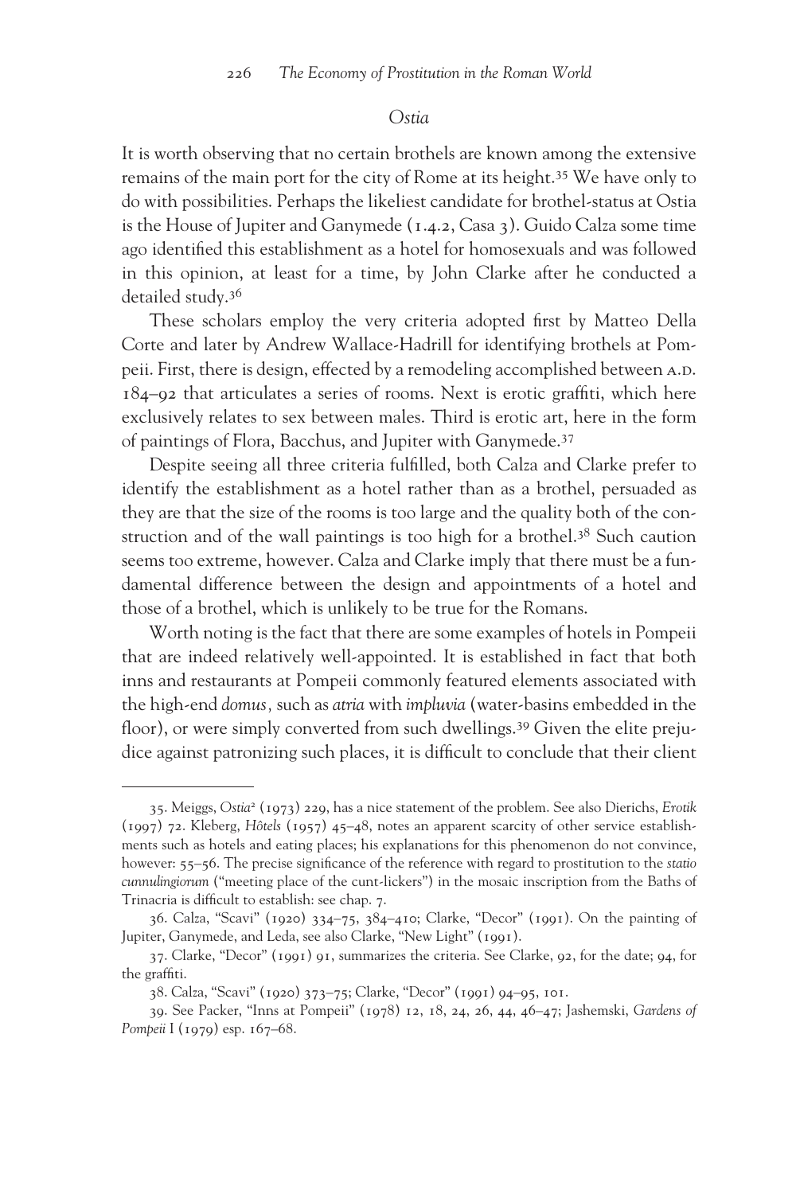## *Ostia*

It is worth observing that no certain brothels are known among the extensive remains of the main port for the city of Rome at its height.[35] We have only to do with possibilities. Perhaps the likeliest candidate for brothel-status at Ostia is the House of Jupiter and Ganymede (1.4.2, Casa 3). Guido Calza some time ago identified this establishment as a hotel for homosexuals and was followed in this opinion, at least for a time, by John Clarke after he conducted a detailed study.[36]

These scholars employ the very criteria adopted first by Matteo Della Corte and later by Andrew Wallace-Hadrill for identifying brothels at Pompeii. First, there is design, effected by a remodeling accomplished between A.D. 184–92 that articulates a series of rooms. Next is erotic graffiti, which here exclusively relates to sex between males. Third is erotic art, here in the form of paintings of Flora, Bacchus, and Jupiter with Ganymede.[37]

Despite seeing all three criteria fulfilled, both Calza and Clarke prefer to identify the establishment as a hotel rather than as a brothel, persuaded as they are that the size of the rooms is too large and the quality both of the construction and of the wall paintings is too high for a brothel.[38] Such caution seems too extreme, however. Calza and Clarke imply that there must be a fundamental difference between the design and appointments of a hotel and those of a brothel, which is unlikely to be true for the Romans.

Worth noting is the fact that there are some examples of hotels in Pompeii that are indeed relatively well-appointed. It is established in fact that both inns and restaurants at Pompeii commonly featured elements associated with the high-end *domus,* such as *atria* with *impluvia* (water-basins embedded in the floor), or were simply converted from such dwellings.[39] Given the elite prejudice against patronizing such places, it is difficult to conclude that their client

---

35. Meiggs, *Ostia*² (1973) 229, has a nice statement of the problem. See also Dierichs, *Erotik* (1997) 72. Kleberg, *Hôtels* (1957) 45–48, notes an apparent scarcity of other service establishments such as hotels and eating places; his explanations for this phenomenon do not convince, however: 55–56. The precise significance of the reference with regard to prostitution to the *statio cunnulingiorum* ("meeting place of the cunt-lickers") in the mosaic inscription from the Baths of Trinacria is difficult to establish: see chap. 7.

36. Calza, "Scavi" (1920) 334–75, 384–410; Clarke, "Decor" (1991). On the painting of Jupiter, Ganymede, and Leda, see also Clarke, "New Light" (1991).

37. Clarke, "Decor" (1991) 91, summarizes the criteria. See Clarke, 92, for the date; 94, for the graffiti.

38. Calza, "Scavi" (1920) 373–75; Clarke, "Decor" (1991) 94–95, 101.

39. See Packer, "Inns at Pompeii" (1978) 12, 18, 24, 26, 44, 46–47; Jashemski, *Gardens of Pompeii* I (1979) esp. 167–68.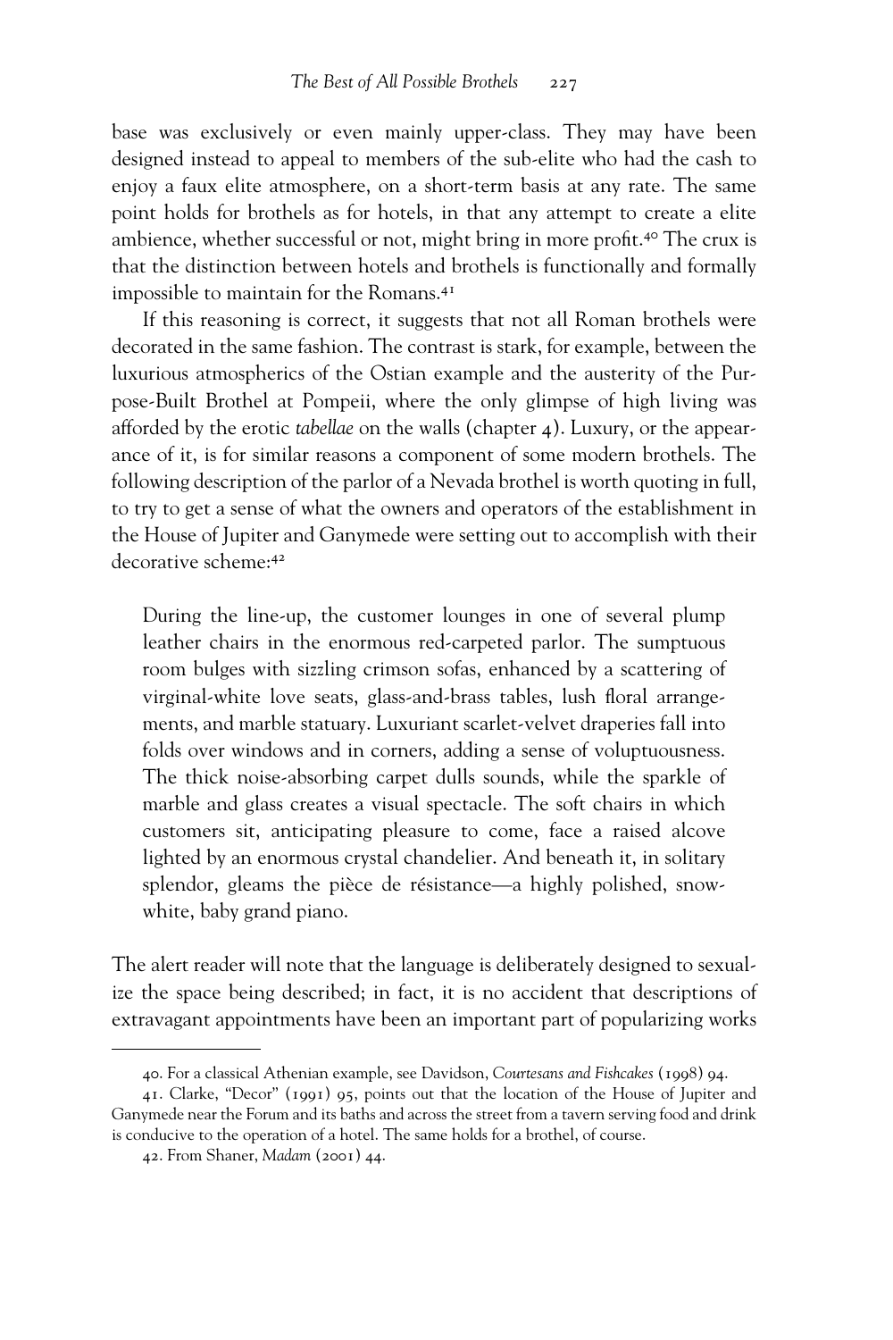base was exclusively or even mainly upper-class. They may have been designed instead to appeal to members of the sub-elite who had the cash to enjoy a faux elite atmosphere, on a short-term basis at any rate. The same point holds for brothels as for hotels, in that any attempt to create a elite ambience, whether successful or not, might bring in more profit.[40] The crux is that the distinction between hotels and brothels is functionally and formally impossible to maintain for the Romans.[41]

If this reasoning is correct, it suggests that not all Roman brothels were decorated in the same fashion. The contrast is stark, for example, between the luxurious atmospherics of the Ostian example and the austerity of the Purpose-Built Brothel at Pompeii, where the only glimpse of high living was afforded by the erotic *tabellae* on the walls (chapter 4). Luxury, or the appearance of it, is for similar reasons a component of some modern brothels. The following description of the parlor of a Nevada brothel is worth quoting in full, to try to get a sense of what the owners and operators of the establishment in the House of Jupiter and Ganymede were setting out to accomplish with their decorative scheme:[42]

> During the line-up, the customer lounges in one of several plump leather chairs in the enormous red-carpeted parlor. The sumptuous room bulges with sizzling crimson sofas, enhanced by a scattering of virginal-white love seats, glass-and-brass tables, lush floral arrangements, and marble statuary. Luxuriant scarlet-velvet draperies fall into folds over windows and in corners, adding a sense of voluptuousness. The thick noise-absorbing carpet dulls sounds, while the sparkle of marble and glass creates a visual spectacle. The soft chairs in which customers sit, anticipating pleasure to come, face a raised alcove lighted by an enormous crystal chandelier. And beneath it, in solitary splendor, gleams the pièce de résistance—a highly polished, snow-white, baby grand piano.

The alert reader will note that the language is deliberately designed to sexualize the space being described; in fact, it is no accident that descriptions of extravagant appointments have been an important part of popularizing works

---

40. For a classical Athenian example, see Davidson, *Courtesans and Fishcakes* (1998) 94.

41. Clarke, "Decor" (1991) 95, points out that the location of the House of Jupiter and Ganymede near the Forum and its baths and across the street from a tavern serving food and drink is conducive to the operation of a hotel. The same holds for a brothel, of course.

42. From Shaner, *Madam* (2001) 44.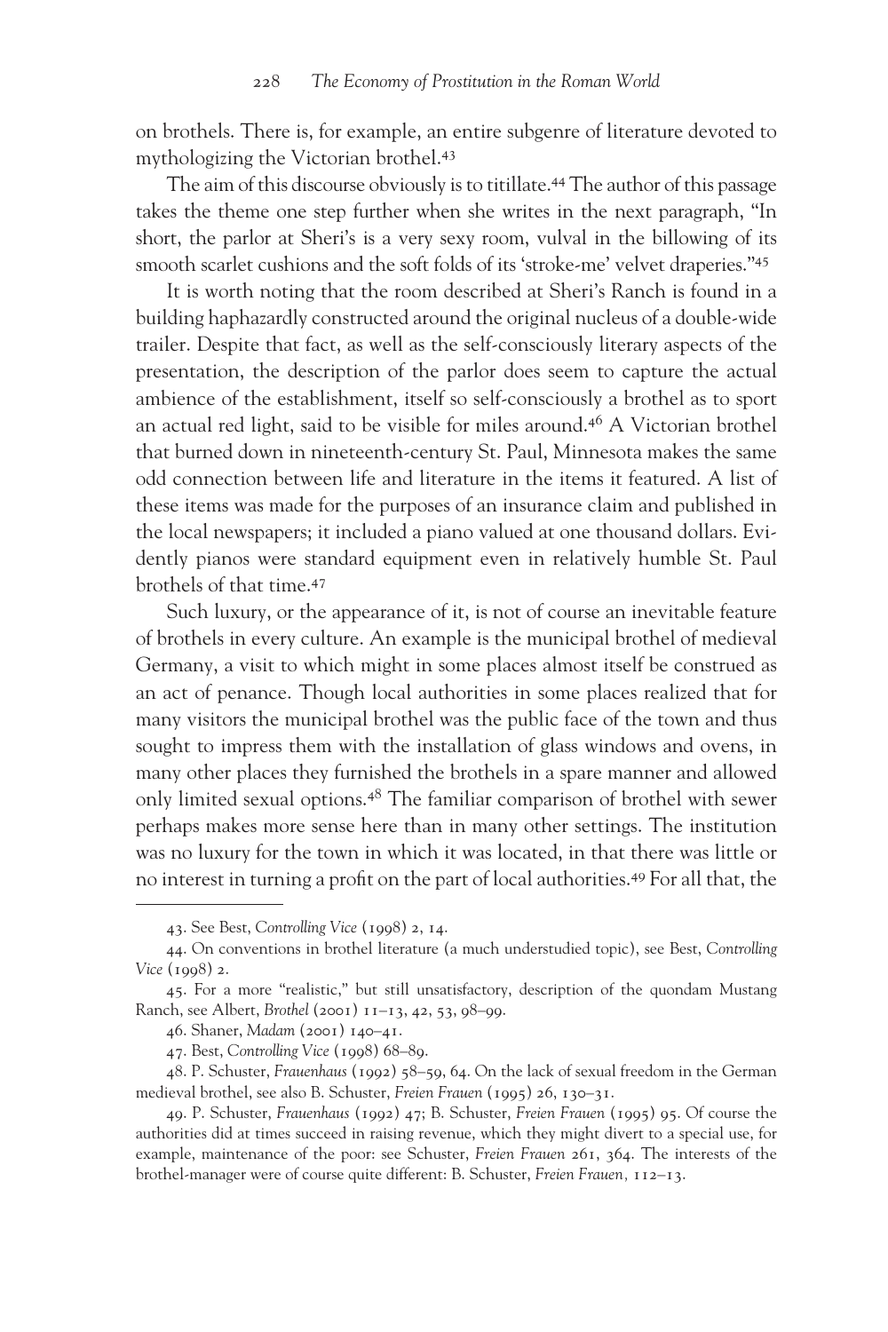on brothels. There is, for example, an entire subgenre of literature devoted to mythologizing the Victorian brothel.[43]

The aim of this discourse obviously is to titillate.[44] The author of this passage takes the theme one step further when she writes in the next paragraph, "In short, the parlor at Sheri's is a very sexy room, vulval in the billowing of its smooth scarlet cushions and the soft folds of its 'stroke-me' velvet draperies."[45]

It is worth noting that the room described at Sheri's Ranch is found in a building haphazardly constructed around the original nucleus of a double-wide trailer. Despite that fact, as well as the self-consciously literary aspects of the presentation, the description of the parlor does seem to capture the actual ambience of the establishment, itself so self-consciously a brothel as to sport an actual red light, said to be visible for miles around.[46] A Victorian brothel that burned down in nineteenth-century St. Paul, Minnesota makes the same odd connection between life and literature in the items it featured. A list of these items was made for the purposes of an insurance claim and published in the local newspapers; it included a piano valued at one thousand dollars. Evidently pianos were standard equipment even in relatively humble St. Paul brothels of that time.[47]

Such luxury, or the appearance of it, is not of course an inevitable feature of brothels in every culture. An example is the municipal brothel of medieval Germany, a visit to which might in some places almost itself be construed as an act of penance. Though local authorities in some places realized that for many visitors the municipal brothel was the public face of the town and thus sought to impress them with the installation of glass windows and ovens, in many other places they furnished the brothels in a spare manner and allowed only limited sexual options.[48] The familiar comparison of brothel with sewer perhaps makes more sense here than in many other settings. The institution was no luxury for the town in which it was located, in that there was little or no interest in turning a profit on the part of local authorities.[49] For all that, the

---

43. See Best, *Controlling Vice* (1998) 2, 14.

44. On conventions in brothel literature (a much understudied topic), see Best, *Controlling Vice* (1998) 2.

45. For a more "realistic," but still unsatisfactory, description of the quondam Mustang Ranch, see Albert, *Brothel* (2001) 11–13, 42, 53, 98–99.

46. Shaner, *Madam* (2001) 140–41.

47. Best, *Controlling Vice* (1998) 68–89.

48. P. Schuster, *Frauenhaus* (1992) 58–59, 64. On the lack of sexual freedom in the German medieval brothel, see also B. Schuster, *Freien Frauen* (1995) 26, 130–31.

49. P. Schuster, *Frauenhaus* (1992) 47; B. Schuster, *Freien Frauen* (1995) 95. Of course the authorities did at times succeed in raising revenue, which they might divert to a special use, for example, maintenance of the poor: see Schuster, *Freien Frauen* 261, 364. The interests of the brothel-manager were of course quite different: B. Schuster, *Freien Frauen*, 112–13.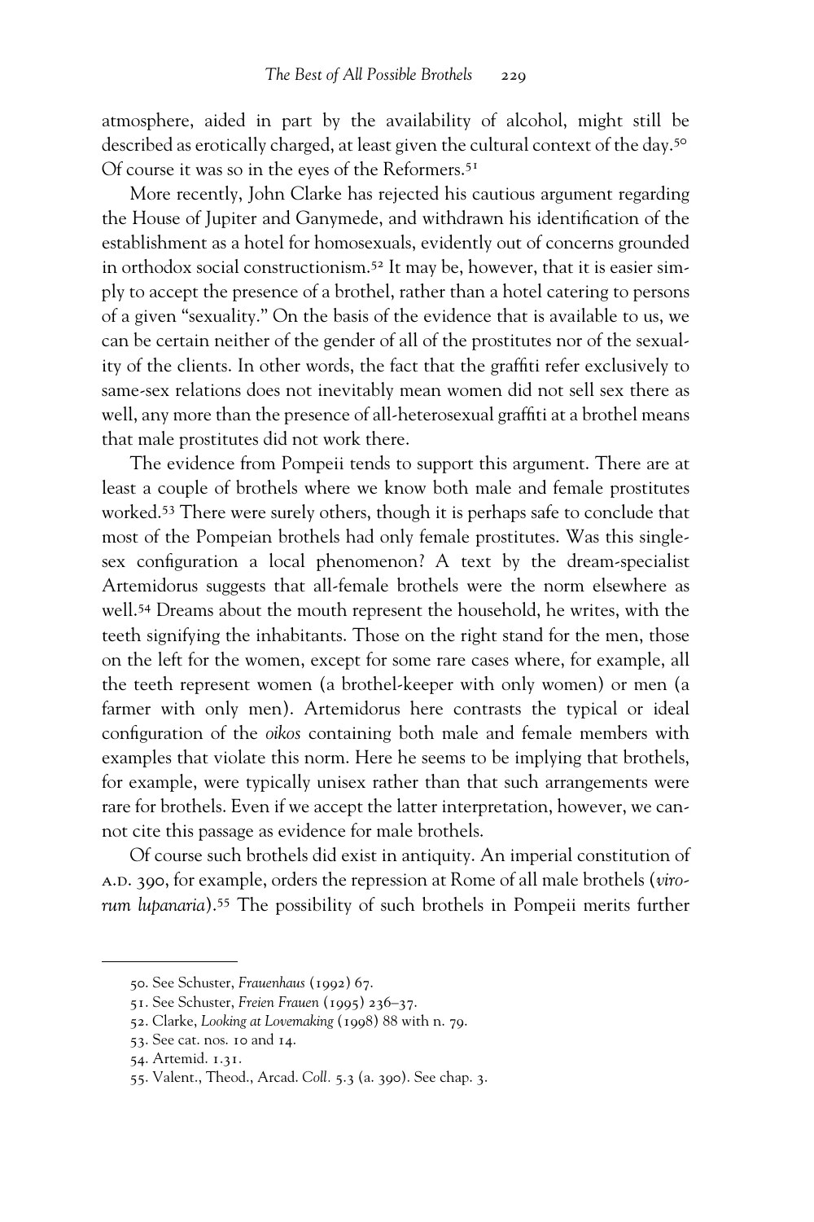atmosphere, aided in part by the availability of alcohol, might still be described as erotically charged, at least given the cultural context of the day.[50] Of course it was so in the eyes of the Reformers.[51]

More recently, John Clarke has rejected his cautious argument regarding the House of Jupiter and Ganymede, and withdrawn his identification of the establishment as a hotel for homosexuals, evidently out of concerns grounded in orthodox social constructionism.[52] It may be, however, that it is easier simply to accept the presence of a brothel, rather than a hotel catering to persons of a given "sexuality." On the basis of the evidence that is available to us, we can be certain neither of the gender of all of the prostitutes nor of the sexuality of the clients. In other words, the fact that the graffiti refer exclusively to same-sex relations does not inevitably mean women did not sell sex there as well, any more than the presence of all-heterosexual graffiti at a brothel means that male prostitutes did not work there.

The evidence from Pompeii tends to support this argument. There are at least a couple of brothels where we know both male and female prostitutes worked.[53] There were surely others, though it is perhaps safe to conclude that most of the Pompeian brothels had only female prostitutes. Was this single-sex configuration a local phenomenon? A text by the dream-specialist Artemidorus suggests that all-female brothels were the norm elsewhere as well.[54] Dreams about the mouth represent the household, he writes, with the teeth signifying the inhabitants. Those on the right stand for the men, those on the left for the women, except for some rare cases where, for example, all the teeth represent women (a brothel-keeper with only women) or men (a farmer with only men). Artemidorus here contrasts the typical or ideal configuration of the *oikos* containing both male and female members with examples that violate this norm. Here he seems to be implying that brothels, for example, were typically unisex rather than that such arrangements were rare for brothels. Even if we accept the latter interpretation, however, we cannot cite this passage as evidence for male brothels.

Of course such brothels did exist in antiquity. An imperial constitution of A.D. 390, for example, orders the repression at Rome of all male brothels (*virorum lupanaria*).[55] The possibility of such brothels in Pompeii merits further

---

50. See Schuster, *Frauenhaus* (1992) 67.

51. See Schuster, *Freien Frauen* (1995) 236–37.

52. Clarke, *Looking at Lovemaking* (1998) 88 with n. 79.

53. See cat. nos. 10 and 14.

54. Artemid. 1.31.

55. Valent., Theod., Arcad. *Coll.* 5.3 (a. 390). See chap. 3.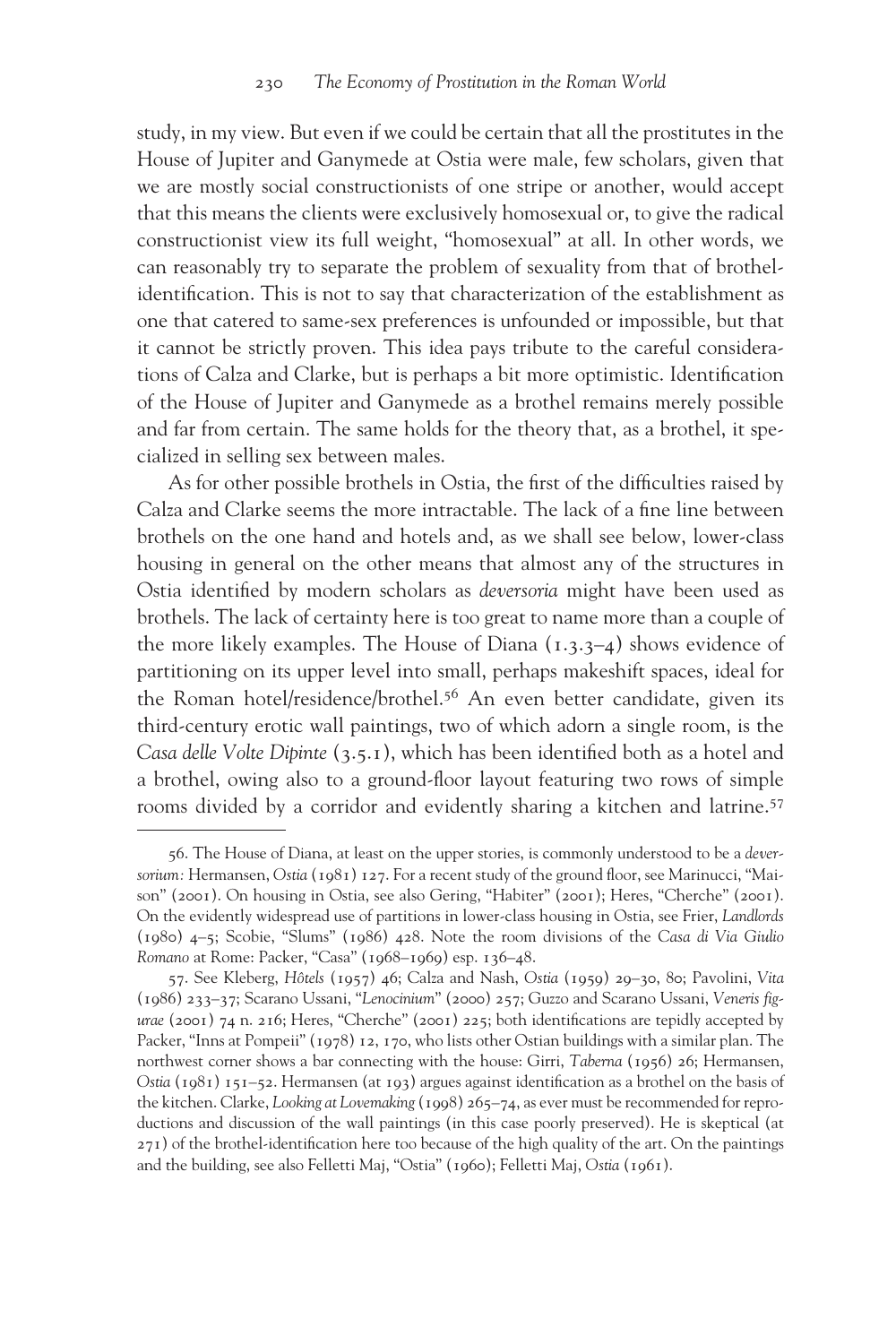study, in my view. But even if we could be certain that all the prostitutes in the House of Jupiter and Ganymede at Ostia were male, few scholars, given that we are mostly social constructionists of one stripe or another, would accept that this means the clients were exclusively homosexual or, to give the radical constructionist view its full weight, "homosexual" at all. In other words, we can reasonably try to separate the problem of sexuality from that of brothel-identification. This is not to say that characterization of the establishment as one that catered to same-sex preferences is unfounded or impossible, but that it cannot be strictly proven. This idea pays tribute to the careful considerations of Calza and Clarke, but is perhaps a bit more optimistic. Identification of the House of Jupiter and Ganymede as a brothel remains merely possible and far from certain. The same holds for the theory that, as a brothel, it specialized in selling sex between males.

As for other possible brothels in Ostia, the first of the difficulties raised by Calza and Clarke seems the more intractable. The lack of a fine line between brothels on the one hand and hotels and, as we shall see below, lower-class housing in general on the other means that almost any of the structures in Ostia identified by modern scholars as *deversoria* might have been used as brothels. The lack of certainty here is too great to name more than a couple of the more likely examples. The House of Diana (1.3.3–4) shows evidence of partitioning on its upper level into small, perhaps makeshift spaces, ideal for the Roman hotel/residence/brothel.[56] An even better candidate, given its third-century erotic wall paintings, two of which adorn a single room, is the *Casa delle Volte Dipinte* (3.5.1), which has been identified both as a hotel and a brothel, owing also to a ground-floor layout featuring two rows of simple rooms divided by a corridor and evidently sharing a kitchen and latrine.[57]

56. The House of Diana, at least on the upper stories, is commonly understood to be a *deversorium:* Hermansen, *Ostia* (1981) 127. For a recent study of the ground floor, see Marinucci, "Maison" (2001). On housing in Ostia, see also Gering, "Habiter" (2001); Heres, "Cherche" (2001). On the evidently widespread use of partitions in lower-class housing in Ostia, see Frier, *Landlords* (1980) 4–5; Scobie, "Slums" (1986) 428. Note the room divisions of the *Casa di Via Giulio Romano* at Rome: Packer, "Casa" (1968–1969) esp. 136–48.

57. See Kleberg, *Hôtels* (1957) 46; Calza and Nash, *Ostia* (1959) 29–30, 80; Pavolini, *Vita* (1986) 233–37; Scarano Ussani, "*Lenocinium*" (2000) 257; Guzzo and Scarano Ussani, *Veneris figurae* (2001) 74 n. 216; Heres, "Cherche" (2001) 225; both identifications are tepidly accepted by Packer, "Inns at Pompeii" (1978) 12, 170, who lists other Ostian buildings with a similar plan. The northwest corner shows a bar connecting with the house: Girri, *Taberna* (1956) 26; Hermansen, *Ostia* (1981) 151–52. Hermansen (at 193) argues against identification as a brothel on the basis of the kitchen. Clarke, *Looking at Lovemaking* (1998) 265–74, as ever must be recommended for reproductions and discussion of the wall paintings (in this case poorly preserved). He is skeptical (at 271) of the brothel-identification here too because of the high quality of the art. On the paintings and the building, see also Felletti Maj, "Ostia" (1960); Felletti Maj, *Ostia* (1961).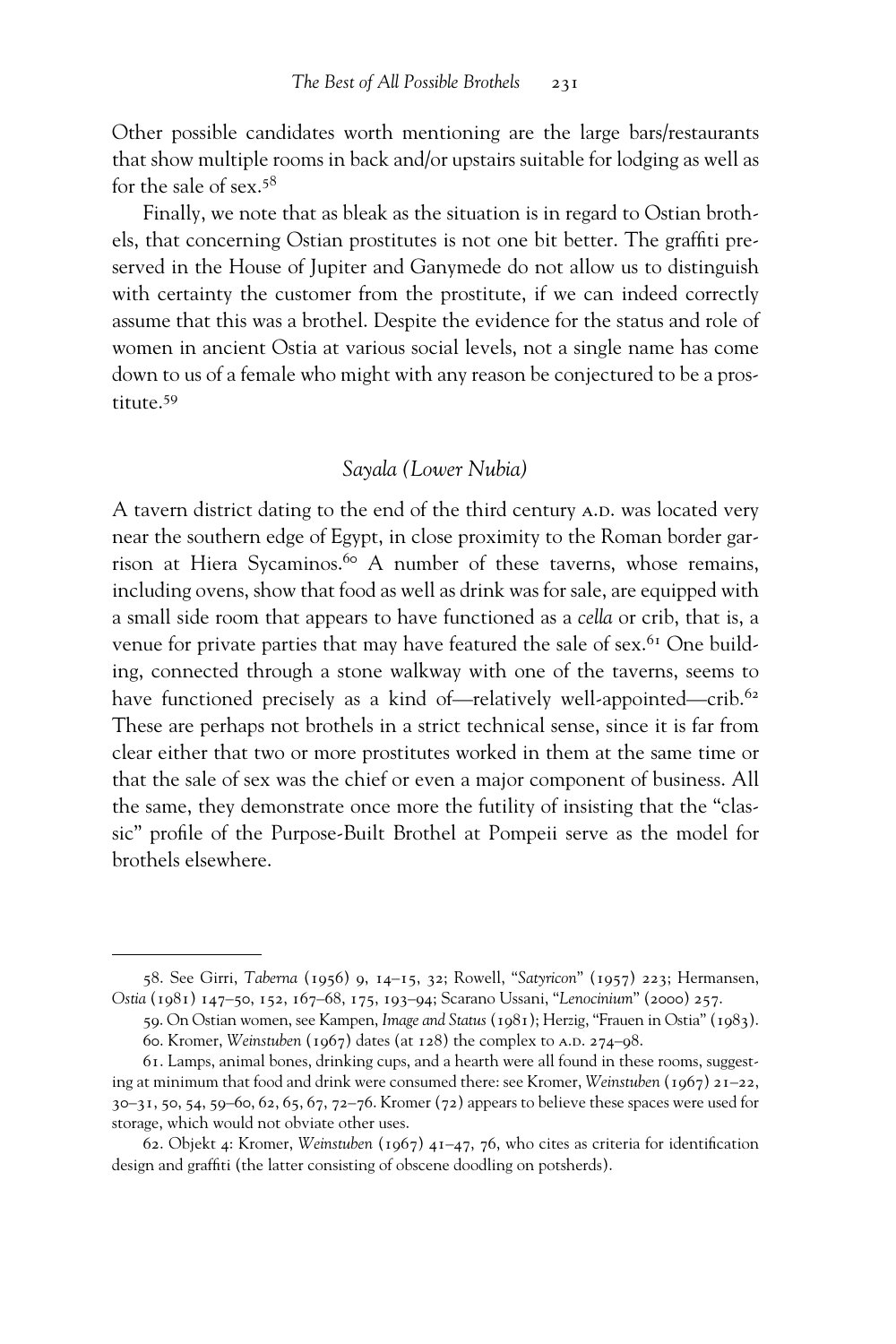Other possible candidates worth mentioning are the large bars/restaurants that show multiple rooms in back and/or upstairs suitable for lodging as well as for the sale of sex.[58]

Finally, we note that as bleak as the situation is in regard to Ostian brothels, that concerning Ostian prostitutes is not one bit better. The graffiti preserved in the House of Jupiter and Ganymede do not allow us to distinguish with certainty the customer from the prostitute, if we can indeed correctly assume that this was a brothel. Despite the evidence for the status and role of women in ancient Ostia at various social levels, not a single name has come down to us of a female who might with any reason be conjectured to be a prostitute.[59]

## *Sayala (Lower Nubia)*

A tavern district dating to the end of the third century A.D. was located very near the southern edge of Egypt, in close proximity to the Roman border garrison at Hiera Sycaminos.[60] A number of these taverns, whose remains, including ovens, show that food as well as drink was for sale, are equipped with a small side room that appears to have functioned as a *cella* or crib, that is, a venue for private parties that may have featured the sale of sex.[61] One building, connected through a stone walkway with one of the taverns, seems to have functioned precisely as a kind of—relatively well-appointed—crib.[62] These are perhaps not brothels in a strict technical sense, since it is far from clear either that two or more prostitutes worked in them at the same time or that the sale of sex was the chief or even a major component of business. All the same, they demonstrate once more the futility of insisting that the "classic" profile of the Purpose-Built Brothel at Pompeii serve as the model for brothels elsewhere.

---

58. See Girri, *Taberna* (1956) 9, 14–15, 32; Rowell, "*Satyricon*" (1957) 223; Hermansen, *Ostia* (1981) 147–50, 152, 167–68, 175, 193–94; Scarano Ussani, "*Lenocinium*" (2000) 257.

59. On Ostian women, see Kampen, *Image and Status* (1981); Herzig, "Frauen in Ostia" (1983).

60. Kromer, *Weinstuben* (1967) dates (at 128) the complex to A.D. 274–98.

61. Lamps, animal bones, drinking cups, and a hearth were all found in these rooms, suggesting at minimum that food and drink were consumed there: see Kromer, *Weinstuben* (1967) 21–22, 30–31, 50, 54, 59–60, 62, 65, 67, 72–76. Kromer (72) appears to believe these spaces were used for storage, which would not obviate other uses.

62. Objekt 4: Kromer, *Weinstuben* (1967) 41–47, 76, who cites as criteria for identification design and graffiti (the latter consisting of obscene doodling on potsherds).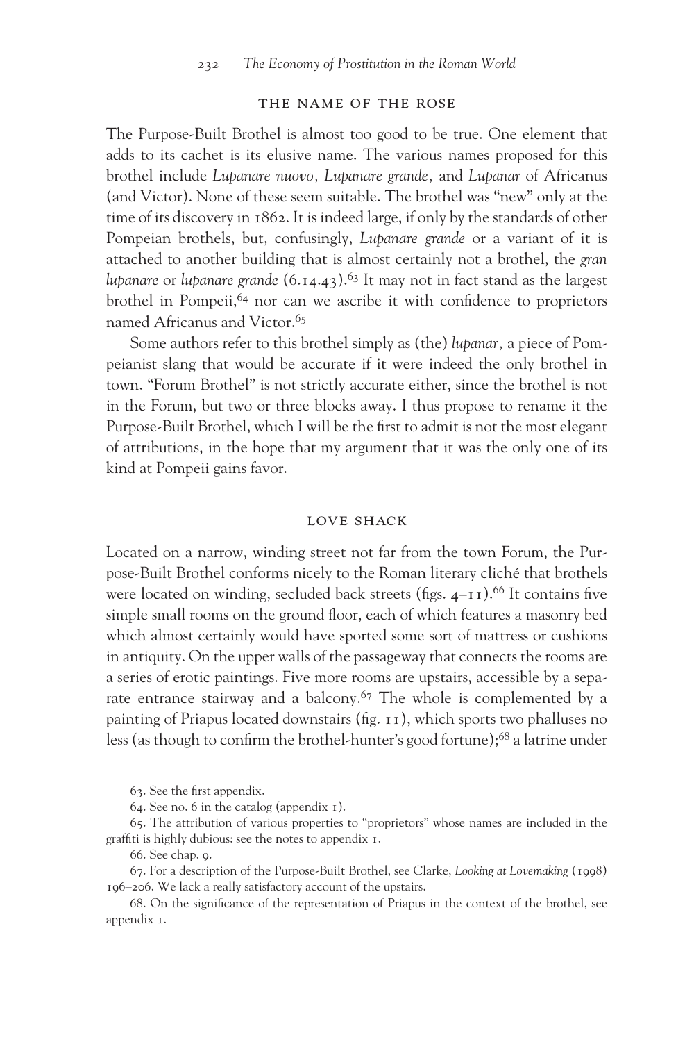## THE NAME OF THE ROSE

The Purpose-Built Brothel is almost too good to be true. One element that adds to its cachet is its elusive name. The various names proposed for this brothel include *Lupanare nuovo, Lupanare grande,* and *Lupanar* of Africanus (and Victor). None of these seem suitable. The brothel was "new" only at the time of its discovery in 1862. It is indeed large, if only by the standards of other Pompeian brothels, but, confusingly, *Lupanare grande* or a variant of it is attached to another building that is almost certainly not a brothel, the *gran lupanare* or *lupanare grande* (6.14.43).[63] It may not in fact stand as the largest brothel in Pompeii,[64] nor can we ascribe it with confidence to proprietors named Africanus and Victor.[65]

Some authors refer to this brothel simply as (the) *lupanar,* a piece of Pompeianist slang that would be accurate if it were indeed the only brothel in town. "Forum Brothel" is not strictly accurate either, since the brothel is not in the Forum, but two or three blocks away. I thus propose to rename it the Purpose-Built Brothel, which I will be the first to admit is not the most elegant of attributions, in the hope that my argument that it was the only one of its kind at Pompeii gains favor.

## LOVE SHACK

Located on a narrow, winding street not far from the town Forum, the Purpose-Built Brothel conforms nicely to the Roman literary cliché that brothels were located on winding, secluded back streets (figs. 4–11).[66] It contains five simple small rooms on the ground floor, each of which features a masonry bed which almost certainly would have sported some sort of mattress or cushions in antiquity. On the upper walls of the passageway that connects the rooms are a series of erotic paintings. Five more rooms are upstairs, accessible by a separate entrance stairway and a balcony.[67] The whole is complemented by a painting of Priapus located downstairs (fig. 11), which sports two phalluses no less (as though to confirm the brothel-hunter's good fortune);[68] a latrine under

---

63. See the first appendix.

64. See no. 6 in the catalog (appendix 1).

65. The attribution of various properties to "proprietors" whose names are included in the graffiti is highly dubious: see the notes to appendix 1.

66. See chap. 9.

67. For a description of the Purpose-Built Brothel, see Clarke, *Looking at Lovemaking* (1998) 196–206. We lack a really satisfactory account of the upstairs.

68. On the significance of the representation of Priapus in the context of the brothel, see appendix 1.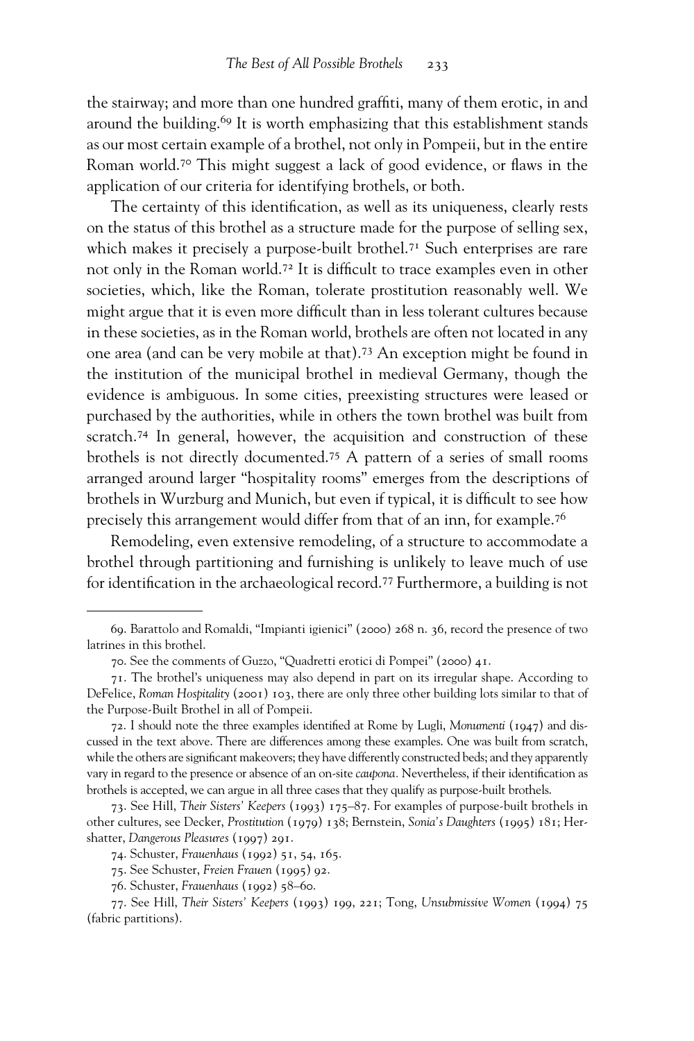the stairway; and more than one hundred graffiti, many of them erotic, in and around the building.[69] It is worth emphasizing that this establishment stands as our most certain example of a brothel, not only in Pompeii, but in the entire Roman world.[70] This might suggest a lack of good evidence, or flaws in the application of our criteria for identifying brothels, or both.

The certainty of this identification, as well as its uniqueness, clearly rests on the status of this brothel as a structure made for the purpose of selling sex, which makes it precisely a purpose-built brothel.[71] Such enterprises are rare not only in the Roman world.[72] It is difficult to trace examples even in other societies, which, like the Roman, tolerate prostitution reasonably well. We might argue that it is even more difficult than in less tolerant cultures because in these societies, as in the Roman world, brothels are often not located in any one area (and can be very mobile at that).[73] An exception might be found in the institution of the municipal brothel in medieval Germany, though the evidence is ambiguous. In some cities, preexisting structures were leased or purchased by the authorities, while in others the town brothel was built from scratch.[74] In general, however, the acquisition and construction of these brothels is not directly documented.[75] A pattern of a series of small rooms arranged around larger "hospitality rooms" emerges from the descriptions of brothels in Wurzburg and Munich, but even if typical, it is difficult to see how precisely this arrangement would differ from that of an inn, for example.[76]

Remodeling, even extensive remodeling, of a structure to accommodate a brothel through partitioning and furnishing is unlikely to leave much of use for identification in the archaeological record.[77] Furthermore, a building is not

---

69. Barattolo and Romaldi, "Impianti igienici" (2000) 268 n. 36, record the presence of two latrines in this brothel.

70. See the comments of Guzzo, "Quadretti erotici di Pompei" (2000) 41.

71. The brothel's uniqueness may also depend in part on its irregular shape. According to DeFelice, *Roman Hospitality* (2001) 103, there are only three other building lots similar to that of the Purpose-Built Brothel in all of Pompeii.

72. I should note the three examples identified at Rome by Lugli, *Monumenti* (1947) and discussed in the text above. There are differences among these examples. One was built from scratch, while the others are significant makeovers; they have differently constructed beds; and they apparently vary in regard to the presence or absence of an on-site *caupona*. Nevertheless, if their identification as brothels is accepted, we can argue in all three cases that they qualify as purpose-built brothels.

73. See Hill, *Their Sisters' Keepers* (1993) 175–87. For examples of purpose-built brothels in other cultures, see Decker, *Prostitution* (1979) 138; Bernstein, *Sonia's Daughters* (1995) 181; Hershatter, *Dangerous Pleasures* (1997) 291.

74. Schuster, *Frauenhaus* (1992) 51, 54, 165.

75. See Schuster, *Freien Frauen* (1995) 92.

76. Schuster, *Frauenhaus* (1992) 58–60.

77. See Hill, *Their Sisters' Keepers* (1993) 199, 221; Tong, *Unsubmissive Women* (1994) 75 (fabric partitions).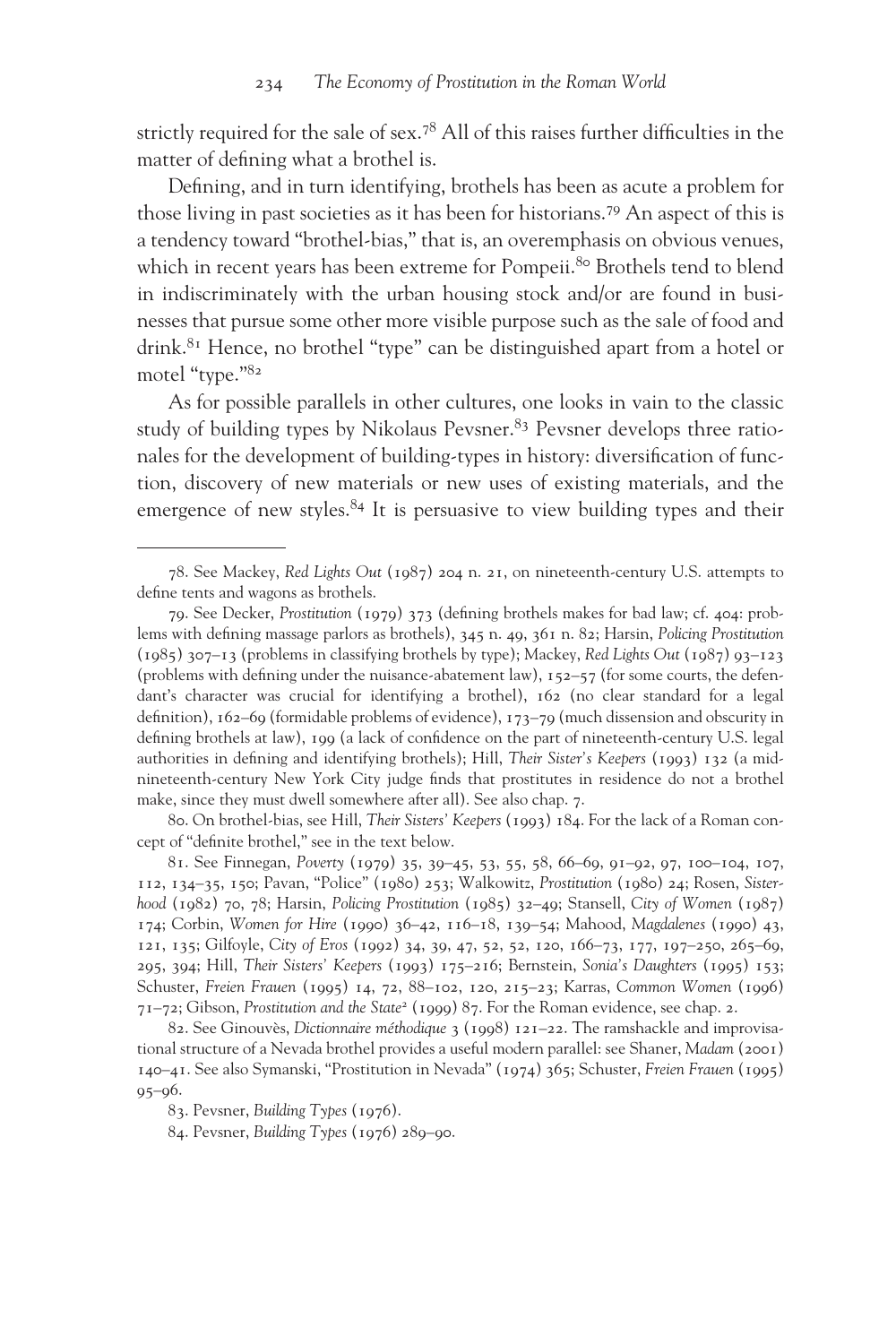strictly required for the sale of sex.[78] All of this raises further difficulties in the matter of defining what a brothel is.

Defining, and in turn identifying, brothels has been as acute a problem for those living in past societies as it has been for historians.[79] An aspect of this is a tendency toward "brothel-bias," that is, an overemphasis on obvious venues, which in recent years has been extreme for Pompeii.[80] Brothels tend to blend in indiscriminately with the urban housing stock and/or are found in businesses that pursue some other more visible purpose such as the sale of food and drink.[81] Hence, no brothel "type" can be distinguished apart from a hotel or motel "type."[82]

As for possible parallels in other cultures, one looks in vain to the classic study of building types by Nikolaus Pevsner.[83] Pevsner develops three rationales for the development of building-types in history: diversification of function, discovery of new materials or new uses of existing materials, and the emergence of new styles.[84] It is persuasive to view building types and their

---

78. See Mackey, *Red Lights Out* (1987) 204 n. 21, on nineteenth-century U.S. attempts to define tents and wagons as brothels.

79. See Decker, *Prostitution* (1979) 373 (defining brothels makes for bad law; cf. 404: problems with defining massage parlors as brothels), 345 n. 49, 361 n. 82; Harsin, *Policing Prostitution* (1985) 307–13 (problems in classifying brothels by type); Mackey, *Red Lights Out* (1987) 93–123 (problems with defining under the nuisance-abatement law), 152–57 (for some courts, the defendant's character was crucial for identifying a brothel), 162 (no clear standard for a legal definition), 162–69 (formidable problems of evidence), 173–79 (much dissension and obscurity in defining brothels at law), 199 (a lack of confidence on the part of nineteenth-century U.S. legal authorities in defining and identifying brothels); Hill, *Their Sister's Keepers* (1993) 132 (a mid-nineteenth-century New York City judge finds that prostitutes in residence do not a brothel make, since they must dwell somewhere after all). See also chap. 7.

80. On brothel-bias, see Hill, *Their Sisters' Keepers* (1993) 184. For the lack of a Roman concept of "definite brothel," see in the text below.

81. See Finnegan, *Poverty* (1979) 35, 39–45, 53, 55, 58, 66–69, 91–92, 97, 100–104, 107, 112, 134–35, 150; Pavan, "Police" (1980) 253; Walkowitz, *Prostitution* (1980) 24; Rosen, *Sisterhood* (1982) 70, 78; Harsin, *Policing Prostitution* (1985) 32–49; Stansell, *City of Women* (1987) 174; Corbin, *Women for Hire* (1990) 36–42, 116–18, 139–54; Mahood, *Magdalenes* (1990) 43, 121, 135; Gilfoyle, *City of Eros* (1992) 34, 39, 47, 52, 52, 120, 166–73, 177, 197–250, 265–69, 295, 394; Hill, *Their Sisters' Keepers* (1993) 175–216; Bernstein, *Sonia's Daughters* (1995) 153; Schuster, *Freien Frauen* (1995) 14, 72, 88–102, 120, 215–23; Karras, *Common Women* (1996) 71–72; Gibson, *Prostitution and the State*[2] (1999) 87. For the Roman evidence, see chap. 2.

82. See Ginouvès, *Dictionnaire méthodique* 3 (1998) 121–22. The ramshackle and improvisational structure of a Nevada brothel provides a useful modern parallel: see Shaner, *Madam* (2001) 140–41. See also Symanski, "Prostitution in Nevada" (1974) 365; Schuster, *Freien Frauen* (1995) 95–96.

83. Pevsner, *Building Types* (1976).

84. Pevsner, *Building Types* (1976) 289–90.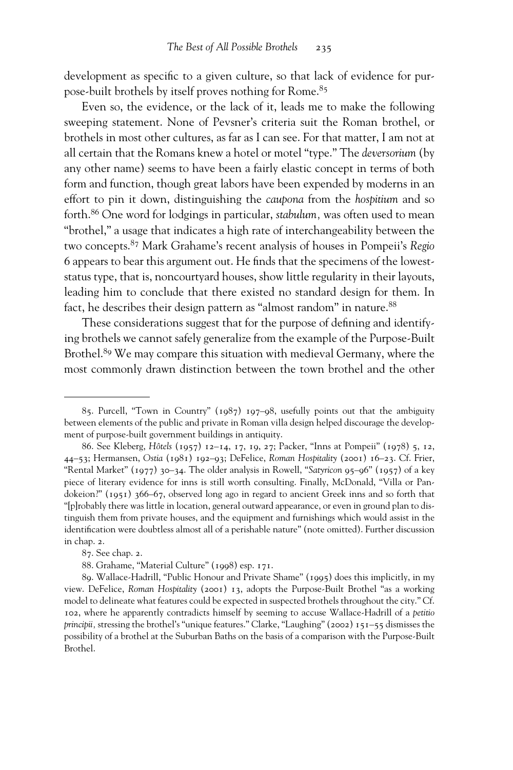development as specific to a given culture, so that lack of evidence for purpose-built brothels by itself proves nothing for Rome.[85]

Even so, the evidence, or the lack of it, leads me to make the following sweeping statement. None of Pevsner's criteria suit the Roman brothel, or brothels in most other cultures, as far as I can see. For that matter, I am not at all certain that the Romans knew a hotel or motel "type." The *deversorium* (by any other name) seems to have been a fairly elastic concept in terms of both form and function, though great labors have been expended by moderns in an effort to pin it down, distinguishing the *caupona* from the *hospitium* and so forth.[86] One word for lodgings in particular, *stabulum,* was often used to mean "brothel," a usage that indicates a high rate of interchangeability between the two concepts.[87] Mark Grahame's recent analysis of houses in Pompeii's *Regio* 6 appears to bear this argument out. He finds that the specimens of the lowest-status type, that is, noncourtyard houses, show little regularity in their layouts, leading him to conclude that there existed no standard design for them. In fact, he describes their design pattern as "almost random" in nature.[88]

These considerations suggest that for the purpose of defining and identifying brothels we cannot safely generalize from the example of the Purpose-Built Brothel.[89] We may compare this situation with medieval Germany, where the most commonly drawn distinction between the town brothel and the other

---

85. Purcell, "Town in Country" (1987) 197–98, usefully points out that the ambiguity between elements of the public and private in Roman villa design helped discourage the development of purpose-built government buildings in antiquity.

86. See Kleberg, *Hôtels* (1957) 12–14, 17, 19, 27; Packer, "Inns at Pompeii" (1978) 5, 12, 44–53; Hermansen, *Ostia* (1981) 192–93; DeFelice, *Roman Hospitality* (2001) 16–23. Cf. Frier, "Rental Market" (1977) 30–34. The older analysis in Rowell, "*Satyricon* 95–96" (1957) of a key piece of literary evidence for inns is still worth consulting. Finally, McDonald, "Villa or Pandokeion?" (1951) 366–67, observed long ago in regard to ancient Greek inns and so forth that "[p]robably there was little in location, general outward appearance, or even in ground plan to distinguish them from private houses, and the equipment and furnishings which would assist in the identification were doubtless almost all of a perishable nature" (note omitted). Further discussion in chap. 2.

87. See chap. 2.

88. Grahame, "Material Culture" (1998) esp. 171.

89. Wallace-Hadrill, "Public Honour and Private Shame" (1995) does this implicitly, in my view. DeFelice, *Roman Hospitality* (2001) 13, adopts the Purpose-Built Brothel "as a working model to delineate what features could be expected in suspected brothels throughout the city." Cf. 102, where he apparently contradicts himself by seeming to accuse Wallace-Hadrill of a *petitio principii,* stressing the brothel's "unique features." Clarke, "Laughing" (2002) 151–55 dismisses the possibility of a brothel at the Suburban Baths on the basis of a comparison with the Purpose-Built Brothel.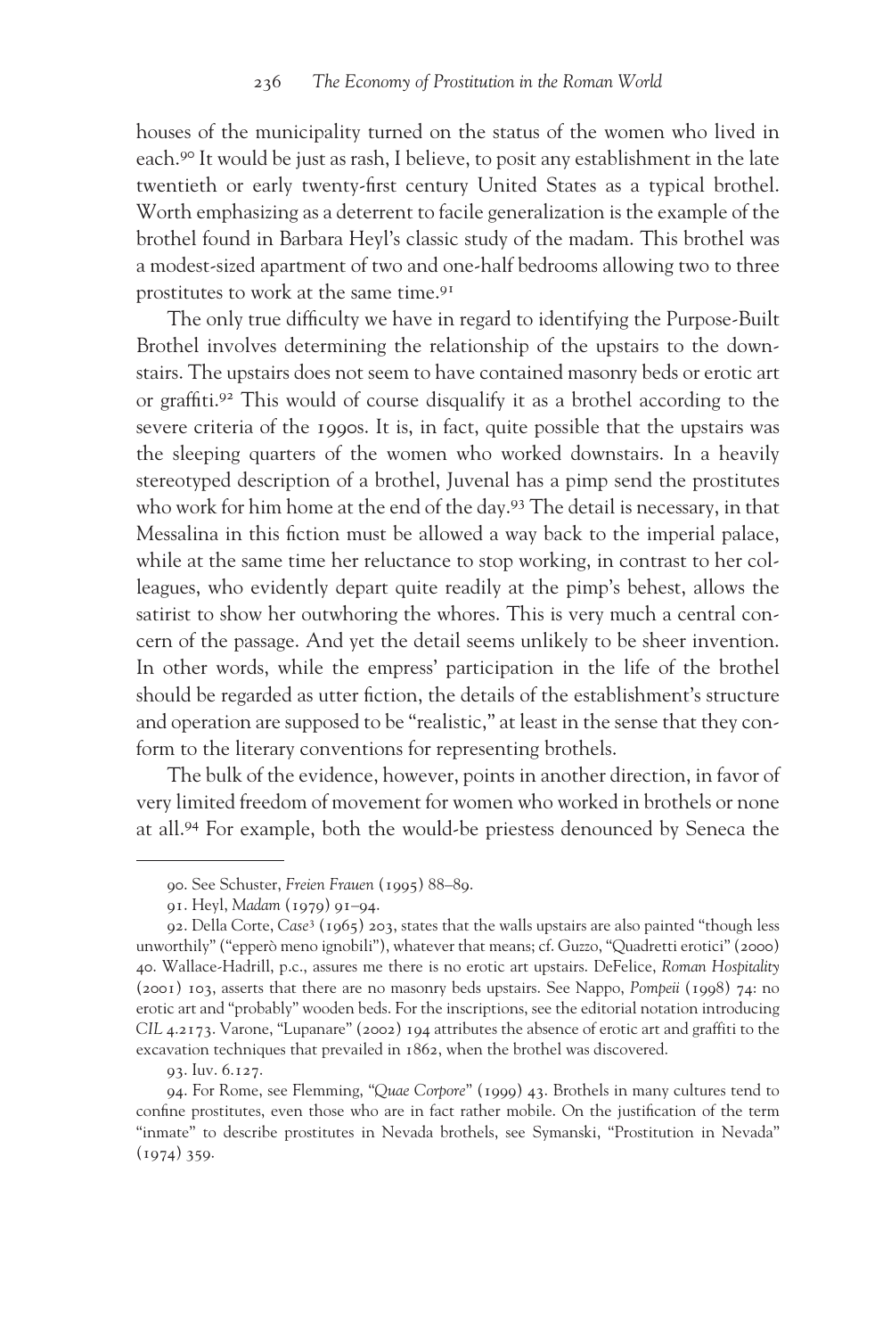houses of the municipality turned on the status of the women who lived in each.[90] It would be just as rash, I believe, to posit any establishment in the late twentieth or early twenty-first century United States as a typical brothel. Worth emphasizing as a deterrent to facile generalization is the example of the brothel found in Barbara Heyl's classic study of the madam. This brothel was a modest-sized apartment of two and one-half bedrooms allowing two to three prostitutes to work at the same time.[91]

The only true difficulty we have in regard to identifying the Purpose-Built Brothel involves determining the relationship of the upstairs to the downstairs. The upstairs does not seem to have contained masonry beds or erotic art or graffiti.[92] This would of course disqualify it as a brothel according to the severe criteria of the 1990s. It is, in fact, quite possible that the upstairs was the sleeping quarters of the women who worked downstairs. In a heavily stereotyped description of a brothel, Juvenal has a pimp send the prostitutes who work for him home at the end of the day.[93] The detail is necessary, in that Messalina in this fiction must be allowed a way back to the imperial palace, while at the same time her reluctance to stop working, in contrast to her colleagues, who evidently depart quite readily at the pimp's behest, allows the satirist to show her outwhoring the whores. This is very much a central concern of the passage. And yet the detail seems unlikely to be sheer invention. In other words, while the empress' participation in the life of the brothel should be regarded as utter fiction, the details of the establishment's structure and operation are supposed to be "realistic," at least in the sense that they conform to the literary conventions for representing brothels.

The bulk of the evidence, however, points in another direction, in favor of very limited freedom of movement for women who worked in brothels or none at all.[94] For example, both the would-be priestess denounced by Seneca the

---

90. See Schuster, *Freien Frauen* (1995) 88–89.

91. Heyl, *Madam* (1979) 91–94.

92. Della Corte, *Case*[3] (1965) 203, states that the walls upstairs are also painted "though less unworthily" ("epperò meno ignobili"), whatever that means; cf. Guzzo, "Quadretti erotici" (2000) 40. Wallace-Hadrill, p.c., assures me there is no erotic art upstairs. DeFelice, *Roman Hospitality* (2001) 103, asserts that there are no masonry beds upstairs. See Nappo, *Pompeii* (1998) 74: no erotic art and "probably" wooden beds. For the inscriptions, see the editorial notation introducing *CIL* 4.2173. Varone, "Lupanare" (2002) 194 attributes the absence of erotic art and graffiti to the excavation techniques that prevailed in 1862, when the brothel was discovered.

93. Iuv. 6.127.

94. For Rome, see Flemming, "*Quae Corpore*" (1999) 43. Brothels in many cultures tend to confine prostitutes, even those who are in fact rather mobile. On the justification of the term "inmate" to describe prostitutes in Nevada brothels, see Symanski, "Prostitution in Nevada" (1974) 359.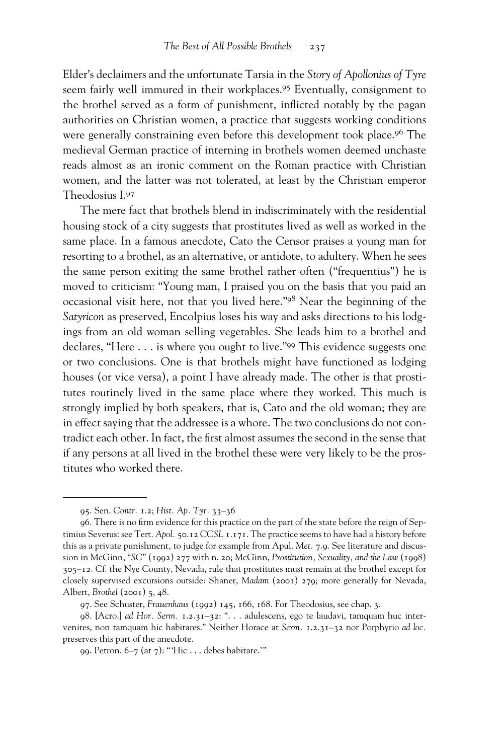Elder's declaimers and the unfortunate Tarsia in the *Story of Apollonius of Tyre* seem fairly well immured in their workplaces.[95] Eventually, consignment to the brothel served as a form of punishment, inflicted notably by the pagan authorities on Christian women, a practice that suggests working conditions were generally constraining even before this development took place.[96] The medieval German practice of interning in brothels women deemed unchaste reads almost as an ironic comment on the Roman practice with Christian women, and the latter was not tolerated, at least by the Christian emperor Theodosius I.[97]

The mere fact that brothels blend in indiscriminately with the residential housing stock of a city suggests that prostitutes lived as well as worked in the same place. In a famous anecdote, Cato the Censor praises a young man for resorting to a brothel, as an alternative, or antidote, to adultery. When he sees the same person exiting the same brothel rather often ("frequentius") he is moved to criticism: "Young man, I praised you on the basis that you paid an occasional visit here, not that you lived here."[98] Near the beginning of the *Satyricon* as preserved, Encolpius loses his way and asks directions to his lodgings from an old woman selling vegetables. She leads him to a brothel and declares, "Here . . . is where you ought to live."[99] This evidence suggests one or two conclusions. One is that brothels might have functioned as lodging houses (or vice versa), a point I have already made. The other is that prostitutes routinely lived in the same place where they worked. This much is strongly implied by both speakers, that is, Cato and the old woman; they are in effect saying that the addressee is a whore. The two conclusions do not contradict each other. In fact, the first almost assumes the second in the sense that if any persons at all lived in the brothel these were very likely to be the prostitutes who worked there.

---

95. Sen. *Contr.* 1.2; *Hist. Ap. Tyr.* 33–36

96. There is no firm evidence for this practice on the part of the state before the reign of Septimius Severus: see Tert. *Apol.* 50.12 *CCSL* 1.171. The practice seems to have had a history before this as a private punishment, to judge for example from Apul. *Met.* 7.9. See literature and discussion in McGinn, "*SC*" (1992) 277 with n. 20; McGinn, *Prostitution, Sexuality, and the Law* (1998) 305–12. Cf. the Nye County, Nevada, rule that prostitutes must remain at the brothel except for closely supervised excursions outside: Shaner, *Madam* (2001) 279; more generally for Nevada, Albert, *Brothel* (2001) 5, 48.

97. See Schuster, *Frauenhaus* (1992) 145, 166, 168. For Theodosius, see chap. 3.

98. [Acro.] *ad Hor. Serm.* 1.2.31–32: ". . . adulescens, ego te laudavi, tamquam huc intervenires, non tamquam hic habitares." Neither Horace at *Serm.* 1.2.31–32 nor Porphyrio *ad loc.* preserves this part of the anecdote.

99. Petron. 6–7 (at 7): "'Hic . . . debes habitare.'"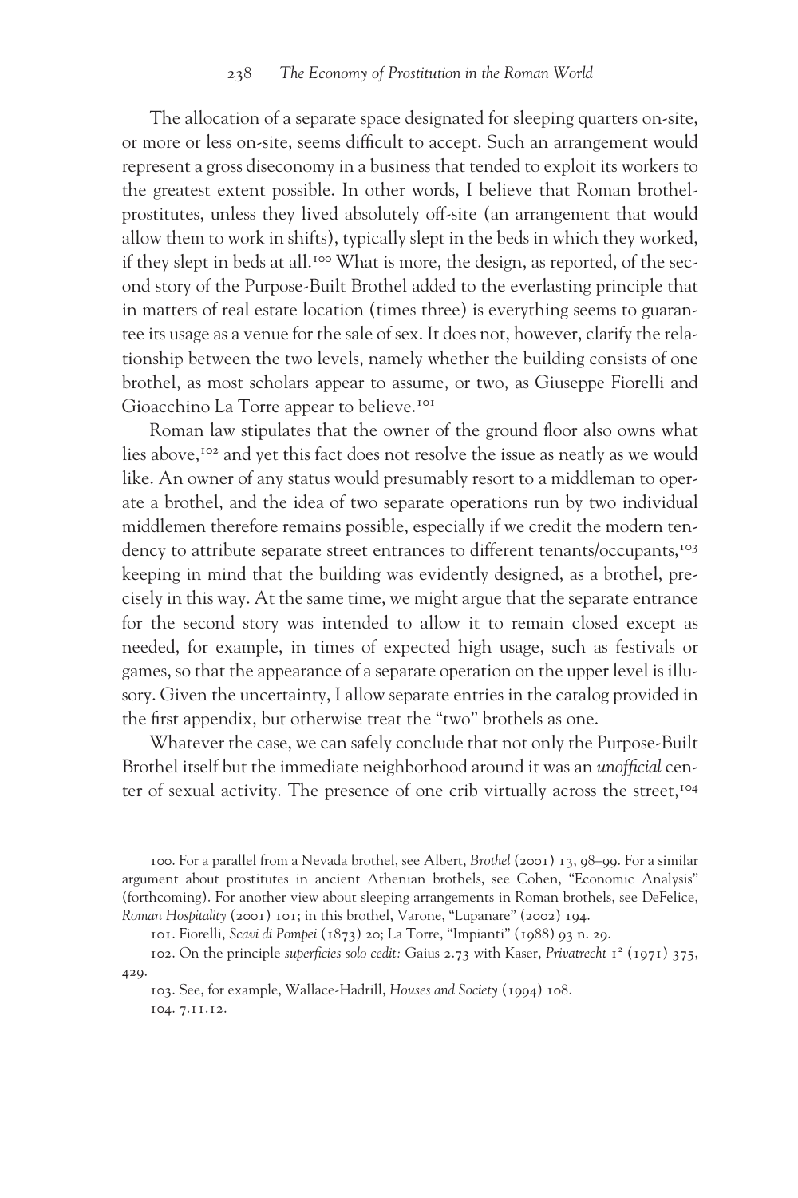The allocation of a separate space designated for sleeping quarters on-site, or more or less on-site, seems difficult to accept. Such an arrangement would represent a gross diseconomy in a business that tended to exploit its workers to the greatest extent possible. In other words, I believe that Roman brothel-prostitutes, unless they lived absolutely off-site (an arrangement that would allow them to work in shifts), typically slept in the beds in which they worked, if they slept in beds at all.[100] What is more, the design, as reported, of the second story of the Purpose-Built Brothel added to the everlasting principle that in matters of real estate location (times three) is everything seems to guarantee its usage as a venue for the sale of sex. It does not, however, clarify the relationship between the two levels, namely whether the building consists of one brothel, as most scholars appear to assume, or two, as Giuseppe Fiorelli and Gioacchino La Torre appear to believe.[101]

Roman law stipulates that the owner of the ground floor also owns what lies above,[102] and yet this fact does not resolve the issue as neatly as we would like. An owner of any status would presumably resort to a middleman to operate a brothel, and the idea of two separate operations run by two individual middlemen therefore remains possible, especially if we credit the modern tendency to attribute separate street entrances to different tenants/occupants,[103] keeping in mind that the building was evidently designed, as a brothel, precisely in this way. At the same time, we might argue that the separate entrance for the second story was intended to allow it to remain closed except as needed, for example, in times of expected high usage, such as festivals or games, so that the appearance of a separate operation on the upper level is illusory. Given the uncertainty, I allow separate entries in the catalog provided in the first appendix, but otherwise treat the "two" brothels as one.

Whatever the case, we can safely conclude that not only the Purpose-Built Brothel itself but the immediate neighborhood around it was an *unofficial* center of sexual activity. The presence of one crib virtually across the street,[104]

---

100. For a parallel from a Nevada brothel, see Albert, *Brothel* (2001) 13, 98–99. For a similar argument about prostitutes in ancient Athenian brothels, see Cohen, "Economic Analysis" (forthcoming). For another view about sleeping arrangements in Roman brothels, see DeFelice, *Roman Hospitality* (2001) 101; in this brothel, Varone, "Lupanare" (2002) 194.

101. Fiorelli, *Scavi di Pompei* (1873) 20; La Torre, "Impianti" (1988) 93 n. 29.

102. On the principle *superficies solo cedit:* Gaius 2.73 with Kaser, *Privatrecht* 1² (1971) 375, 429.

103. See, for example, Wallace-Hadrill, *Houses and Society* (1994) 108.

104. 7.11.12.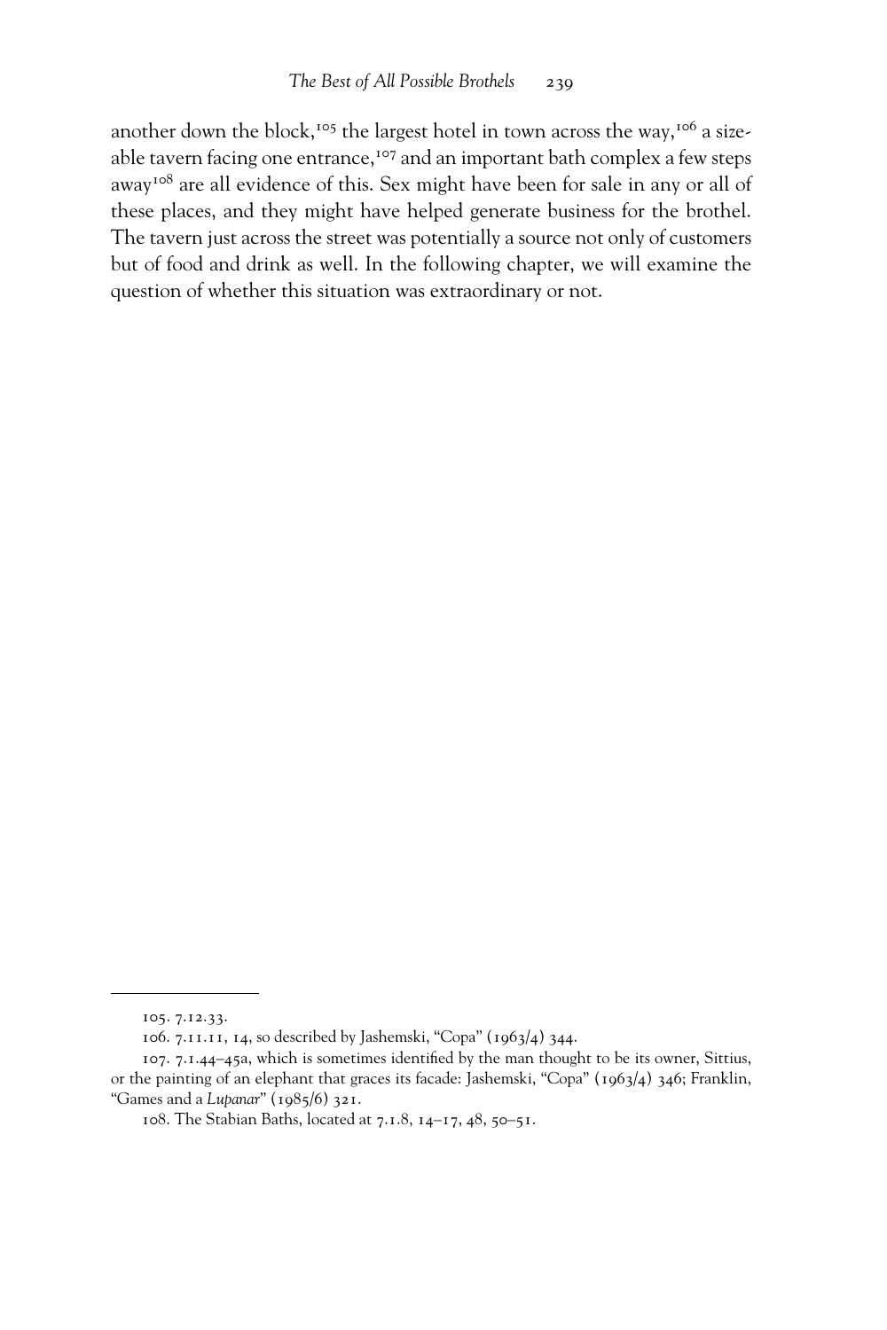another down the block,[105] the largest hotel in town across the way,[106] a sizeable tavern facing one entrance,[107] and an important bath complex a few steps away[108] are all evidence of this. Sex might have been for sale in any or all of these places, and they might have helped generate business for the brothel. The tavern just across the street was potentially a source not only of customers but of food and drink as well. In the following chapter, we will examine the question of whether this situation was extraordinary or not.

---

105. 7.12.33.

106. 7.11.11, 14, so described by Jashemski, "Copa" (1963/4) 344.

107. 7.1.44–45a, which is sometimes identified by the man thought to be its owner, Sittius, or the painting of an elephant that graces its facade: Jashemski, "Copa" (1963/4) 346; Franklin, "Games and a *Lupanar*" (1985/6) 321.

108. The Stabian Baths, located at 7.1.8, 14–17, 48, 50–51.